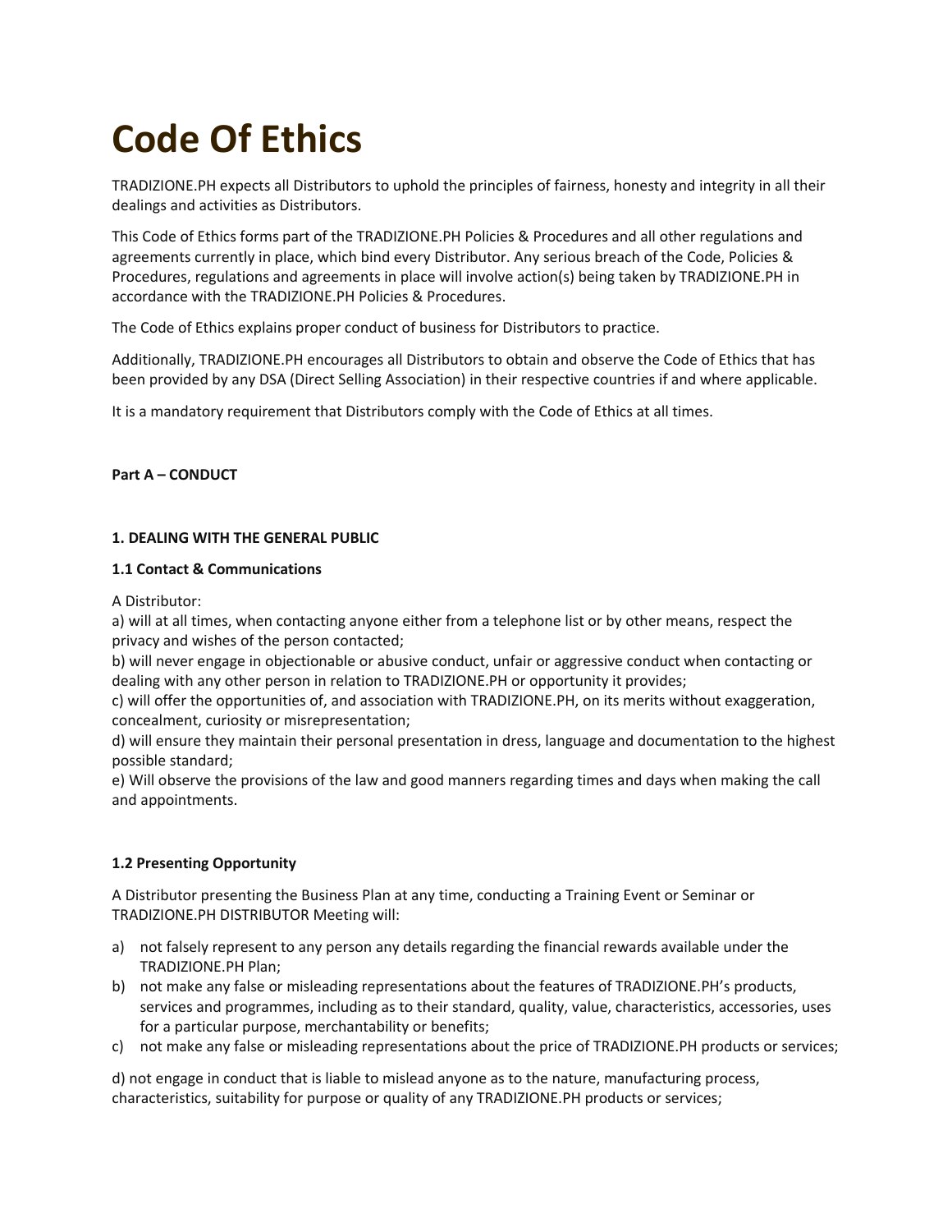# Code Of Ethics

TRADIZIONE.PH expects all Distributors to uphold the principles of fairness, honesty and integrity in all their dealings and activities as Distributors.

This Code of Ethics forms part of the TRADIZIONE.PH Policies & Procedures and all other regulations and agreements currently in place, which bind every Distributor. Any serious breach of the Code, Policies & Procedures, regulations and agreements in place will involve action(s) being taken by TRADIZIONE.PH in accordance with the TRADIZIONE.PH Policies & Procedures.

The Code of Ethics explains proper conduct of business for Distributors to practice.

Additionally, TRADIZIONE.PH encourages all Distributors to obtain and observe the Code of Ethics that has been provided by any DSA (Direct Selling Association) in their respective countries if and where applicable.

It is a mandatory requirement that Distributors comply with the Code of Ethics at all times.

**Part A – CONDUCT**

**1. DEALING WITH THE GENERAL PUBLIC**

**1.1 Contact & Communications**

A Distributor:
a) will at all times, when contacting anyone either from a telephone list or by other means, respect the privacy and wishes of the person contacted;
b) will never engage in objectionable or abusive conduct, unfair or aggressive conduct when contacting or dealing with any other person in relation to TRADIZIONE.PH or opportunity it provides;
c) will offer the opportunities of, and association with TRADIZIONE.PH, on its merits without exaggeration, concealment, curiosity or misrepresentation;
d) will ensure they maintain their personal presentation in dress, language and documentation to the highest possible standard;
e) Will observe the provisions of the law and good manners regarding times and days when making the call and appointments.

**1.2 Presenting Opportunity**

A Distributor presenting the Business Plan at any time, conducting a Training Event or Seminar or TRADIZIONE.PH DISTRIBUTOR Meeting will:

a) not falsely represent to any person any details regarding the financial rewards available under the TRADIZIONE.PH Plan;
b) not make any false or misleading representations about the features of TRADIZIONE.PH's products, services and programmes, including as to their standard, quality, value, characteristics, accessories, uses for a particular purpose, merchantability or benefits;
c) not make any false or misleading representations about the price of TRADIZIONE.PH products or services;

d) not engage in conduct that is liable to mislead anyone as to the nature, manufacturing process, characteristics, suitability for purpose or quality of any TRADIZIONE.PH products or services;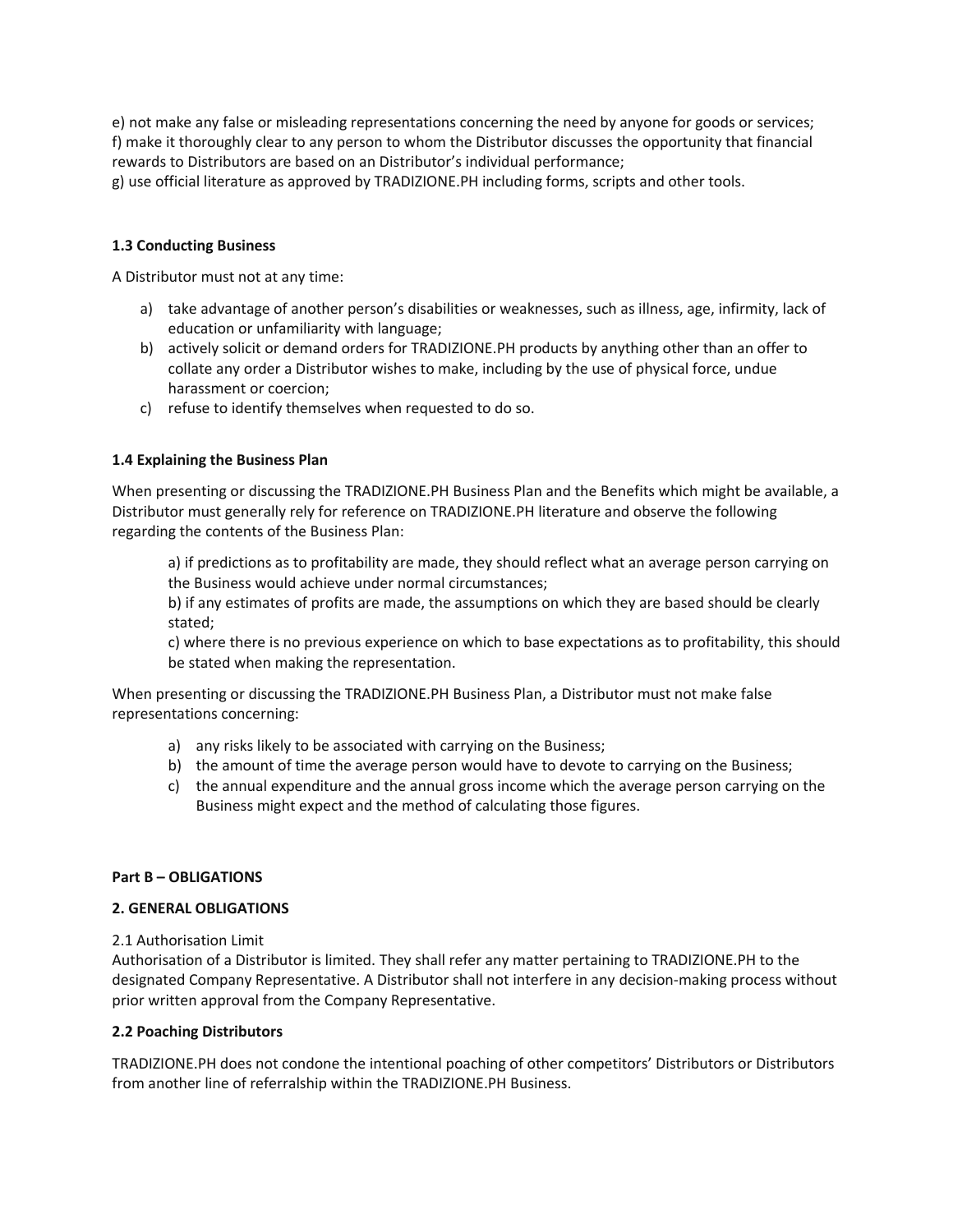e) not make any false or misleading representations concerning the need by anyone for goods or services;
f) make it thoroughly clear to any person to whom the Distributor discusses the opportunity that financial rewards to Distributors are based on an Distributor's individual performance;
g) use official literature as approved by TRADIZIONE.PH including forms, scripts and other tools.

**1.3 Conducting Business**

A Distributor must not at any time:

a) take advantage of another person's disabilities or weaknesses, such as illness, age, infirmity, lack of education or unfamiliarity with language;
b) actively solicit or demand orders for TRADIZIONE.PH products by anything other than an offer to collate any order a Distributor wishes to make, including by the use of physical force, undue harassment or coercion;
c) refuse to identify themselves when requested to do so.

**1.4 Explaining the Business Plan**

When presenting or discussing the TRADIZIONE.PH Business Plan and the Benefits which might be available, a Distributor must generally rely for reference on TRADIZIONE.PH literature and observe the following regarding the contents of the Business Plan:

a) if predictions as to profitability are made, they should reflect what an average person carrying on the Business would achieve under normal circumstances;
b) if any estimates of profits are made, the assumptions on which they are based should be clearly stated;
c) where there is no previous experience on which to base expectations as to profitability, this should be stated when making the representation.

When presenting or discussing the TRADIZIONE.PH Business Plan, a Distributor must not make false representations concerning:

a) any risks likely to be associated with carrying on the Business;
b) the amount of time the average person would have to devote to carrying on the Business;
c) the annual expenditure and the annual gross income which the average person carrying on the Business might expect and the method of calculating those figures.

**Part B – OBLIGATIONS**

**2. GENERAL OBLIGATIONS**

2.1 Authorisation Limit
Authorisation of a Distributor is limited. They shall refer any matter pertaining to TRADIZIONE.PH to the designated Company Representative. A Distributor shall not interfere in any decision-making process without prior written approval from the Company Representative.

**2.2 Poaching Distributors**

TRADIZIONE.PH does not condone the intentional poaching of other competitors' Distributors or Distributors from another line of referralship within the TRADIZIONE.PH Business.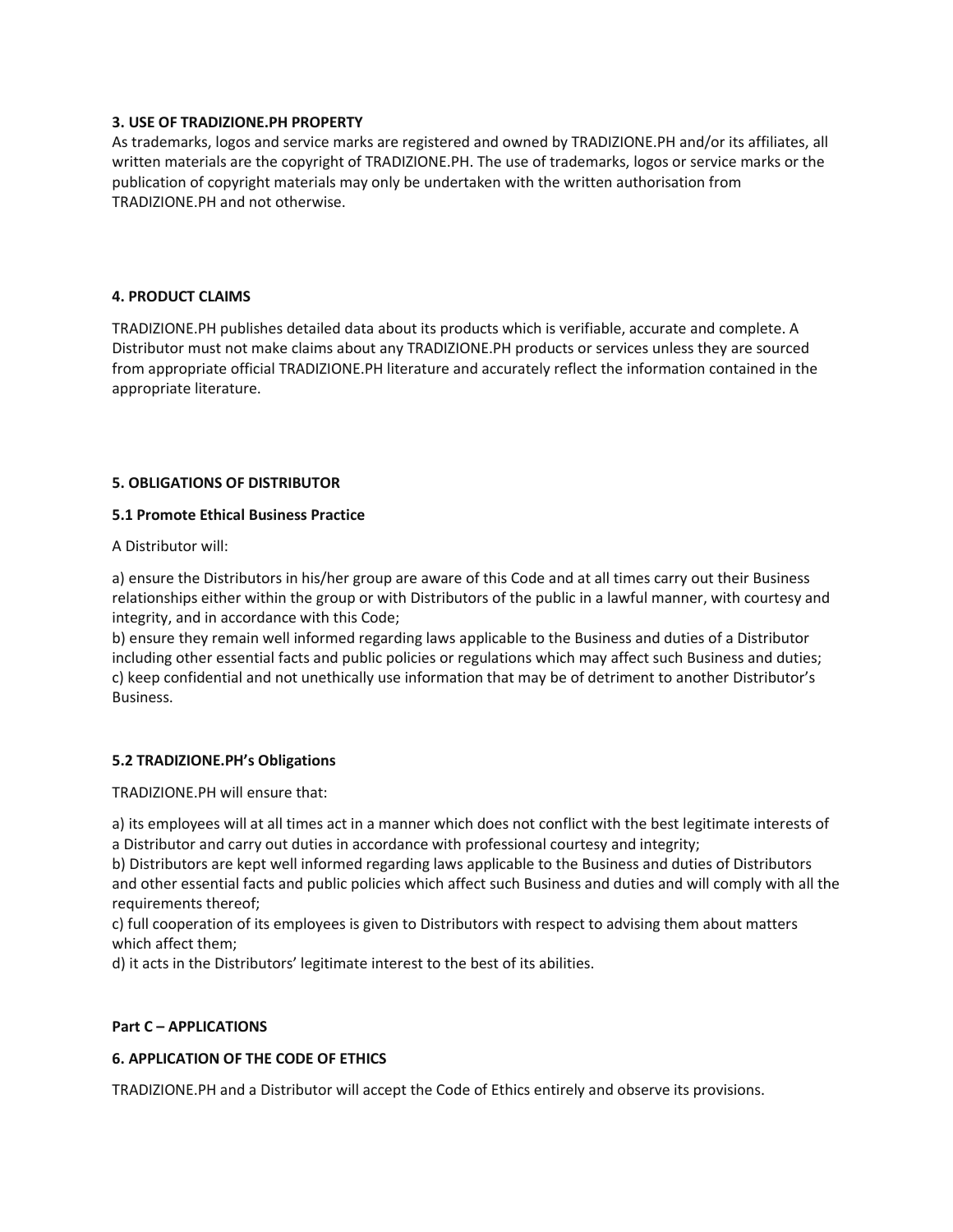**3. USE OF TRADIZIONE.PH PROPERTY**

As trademarks, logos and service marks are registered and owned by TRADIZIONE.PH and/or its affiliates, all written materials are the copyright of TRADIZIONE.PH. The use of trademarks, logos or service marks or the publication of copyright materials may only be undertaken with the written authorisation from TRADIZIONE.PH and not otherwise.

**4. PRODUCT CLAIMS**

TRADIZIONE.PH publishes detailed data about its products which is verifiable, accurate and complete. A Distributor must not make claims about any TRADIZIONE.PH products or services unless they are sourced from appropriate official TRADIZIONE.PH literature and accurately reflect the information contained in the appropriate literature.

**5. OBLIGATIONS OF DISTRIBUTOR**

**5.1 Promote Ethical Business Practice**

A Distributor will:

a) ensure the Distributors in his/her group are aware of this Code and at all times carry out their Business relationships either within the group or with Distributors of the public in a lawful manner, with courtesy and integrity, and in accordance with this Code;
b) ensure they remain well informed regarding laws applicable to the Business and duties of a Distributor including other essential facts and public policies or regulations which may affect such Business and duties;
c) keep confidential and not unethically use information that may be of detriment to another Distributor's Business.

**5.2 TRADIZIONE.PH's Obligations**

TRADIZIONE.PH will ensure that:

a) its employees will at all times act in a manner which does not conflict with the best legitimate interests of a Distributor and carry out duties in accordance with professional courtesy and integrity;
b) Distributors are kept well informed regarding laws applicable to the Business and duties of Distributors and other essential facts and public policies which affect such Business and duties and will comply with all the requirements thereof;
c) full cooperation of its employees is given to Distributors with respect to advising them about matters which affect them;
d) it acts in the Distributors' legitimate interest to the best of its abilities.

**Part C – APPLICATIONS**

**6. APPLICATION OF THE CODE OF ETHICS**

TRADIZIONE.PH and a Distributor will accept the Code of Ethics entirely and observe its provisions.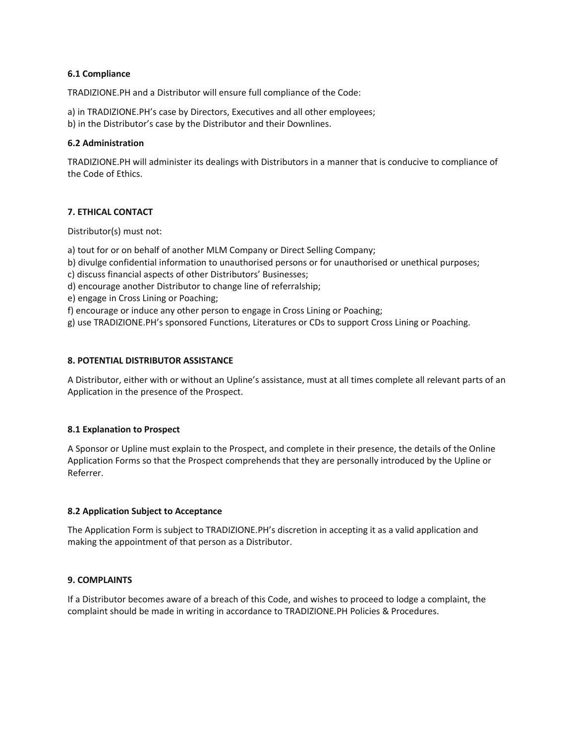**6.1 Compliance**

TRADIZIONE.PH and a Distributor will ensure full compliance of the Code:

a) in TRADIZIONE.PH's case by Directors, Executives and all other employees;
b) in the Distributor's case by the Distributor and their Downlines.

**6.2 Administration**

TRADIZIONE.PH will administer its dealings with Distributors in a manner that is conducive to compliance of the Code of Ethics.

**7. ETHICAL CONTACT**

Distributor(s) must not:

a) tout for or on behalf of another MLM Company or Direct Selling Company;
b) divulge confidential information to unauthorised persons or for unauthorised or unethical purposes;
c) discuss financial aspects of other Distributors' Businesses;
d) encourage another Distributor to change line of referralship;
e) engage in Cross Lining or Poaching;
f) encourage or induce any other person to engage in Cross Lining or Poaching;
g) use TRADIZIONE.PH's sponsored Functions, Literatures or CDs to support Cross Lining or Poaching.

**8. POTENTIAL DISTRIBUTOR ASSISTANCE**

A Distributor, either with or without an Upline's assistance, must at all times complete all relevant parts of an Application in the presence of the Prospect.

**8.1 Explanation to Prospect**

A Sponsor or Upline must explain to the Prospect, and complete in their presence, the details of the Online Application Forms so that the Prospect comprehends that they are personally introduced by the Upline or Referrer.

**8.2 Application Subject to Acceptance**

The Application Form is subject to TRADIZIONE.PH's discretion in accepting it as a valid application and making the appointment of that person as a Distributor.

**9. COMPLAINTS**

If a Distributor becomes aware of a breach of this Code, and wishes to proceed to lodge a complaint, the complaint should be made in writing in accordance to TRADIZIONE.PH Policies & Procedures.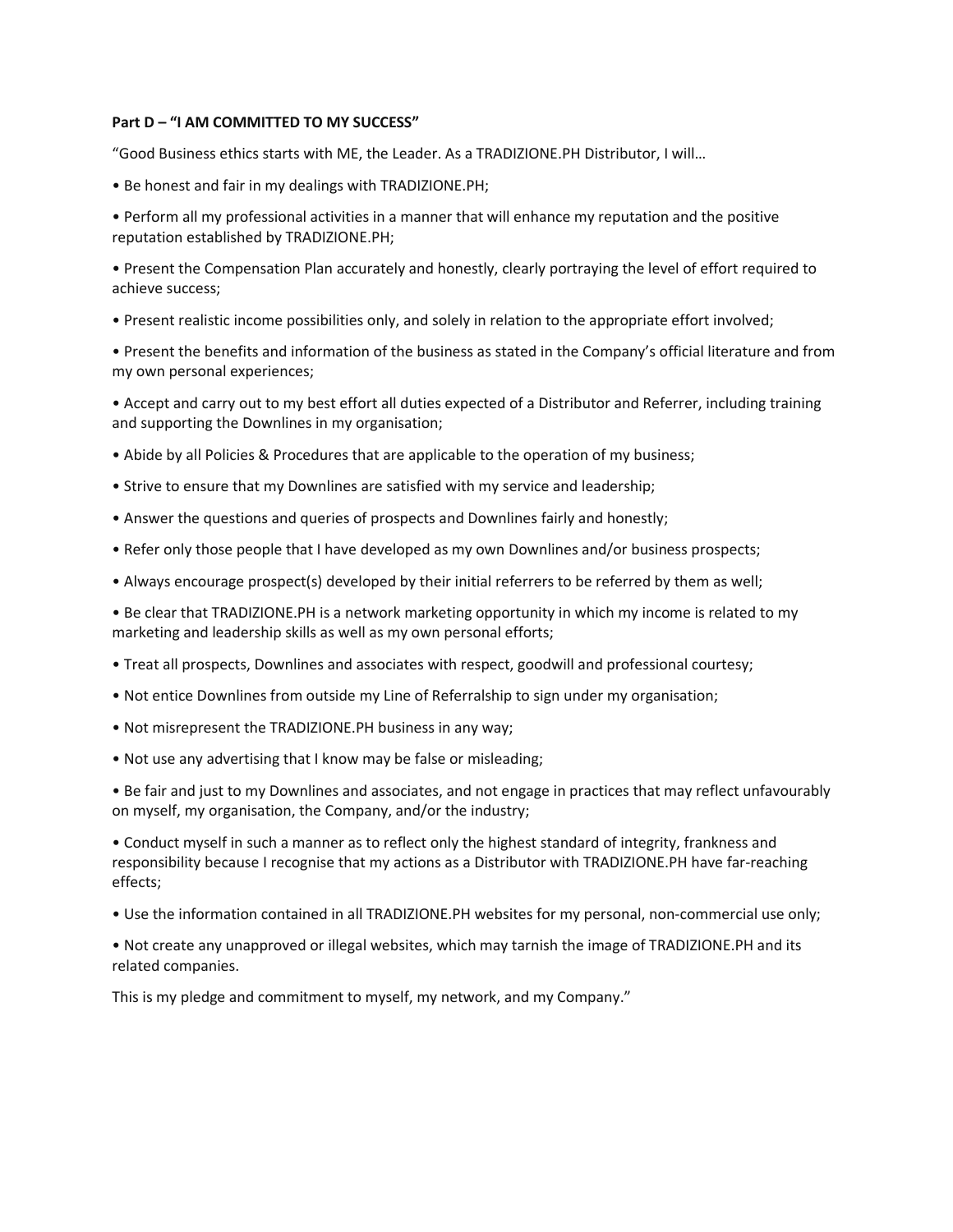**Part D – "I AM COMMITTED TO MY SUCCESS"**

"Good Business ethics starts with ME, the Leader. As a TRADIZIONE.PH Distributor, I will…

- Be honest and fair in my dealings with TRADIZIONE.PH;
- Perform all my professional activities in a manner that will enhance my reputation and the positive reputation established by TRADIZIONE.PH;
- Present the Compensation Plan accurately and honestly, clearly portraying the level of effort required to achieve success;
- Present realistic income possibilities only, and solely in relation to the appropriate effort involved;
- Present the benefits and information of the business as stated in the Company's official literature and from my own personal experiences;
- Accept and carry out to my best effort all duties expected of a Distributor and Referrer, including training and supporting the Downlines in my organisation;
- Abide by all Policies & Procedures that are applicable to the operation of my business;
- Strive to ensure that my Downlines are satisfied with my service and leadership;
- Answer the questions and queries of prospects and Downlines fairly and honestly;
- Refer only those people that I have developed as my own Downlines and/or business prospects;
- Always encourage prospect(s) developed by their initial referrers to be referred by them as well;
- Be clear that TRADIZIONE.PH is a network marketing opportunity in which my income is related to my marketing and leadership skills as well as my own personal efforts;
- Treat all prospects, Downlines and associates with respect, goodwill and professional courtesy;
- Not entice Downlines from outside my Line of Referralship to sign under my organisation;
- Not misrepresent the TRADIZIONE.PH business in any way;
- Not use any advertising that I know may be false or misleading;
- Be fair and just to my Downlines and associates, and not engage in practices that may reflect unfavourably on myself, my organisation, the Company, and/or the industry;
- Conduct myself in such a manner as to reflect only the highest standard of integrity, frankness and responsibility because I recognise that my actions as a Distributor with TRADIZIONE.PH have far-reaching effects;
- Use the information contained in all TRADIZIONE.PH websites for my personal, non-commercial use only;
- Not create any unapproved or illegal websites, which may tarnish the image of TRADIZIONE.PH and its related companies.

This is my pledge and commitment to myself, my network, and my Company."